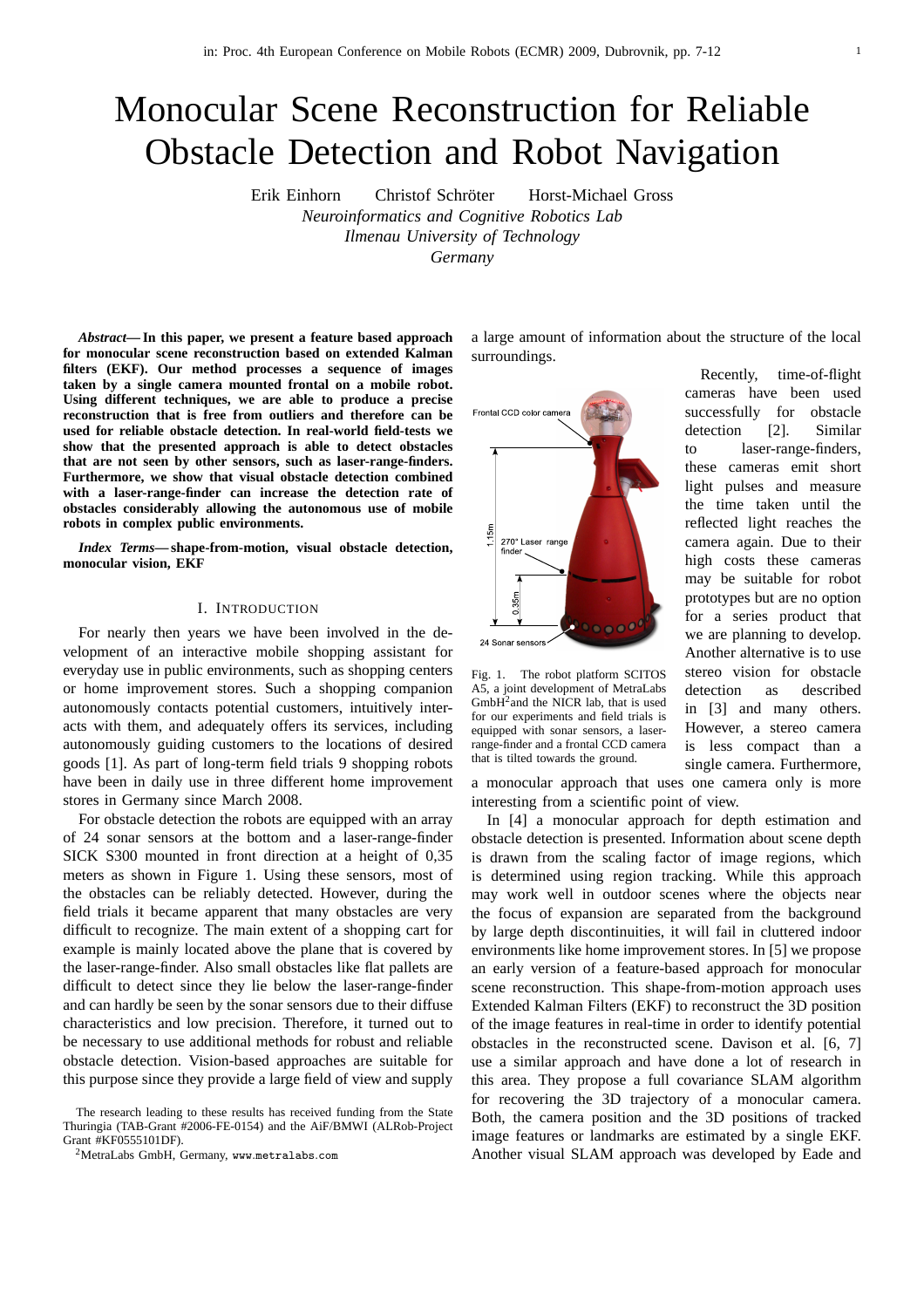# Monocular Scene Reconstruction for Reliable Obstacle Detection and Robot Navigation

Erik Einhorn     Christof Schröter     Horst-Michael Gross

*Neuroinformatics and Cognitive Robotics Lab*
*Ilmenau University of Technology*
*Germany*

***Abstract*— In this paper, we present a feature based approach for monocular scene reconstruction based on extended Kalman filters (EKF). Our method processes a sequence of images taken by a single camera mounted frontal on a mobile robot. Using different techniques, we are able to produce a precise reconstruction that is free from outliers and therefore can be used for reliable obstacle detection. In real-world field-tests we show that the presented approach is able to detect obstacles that are not seen by other sensors, such as laser-range-finders. Furthermore, we show that visual obstacle detection combined with a laser-range-finder can increase the detection rate of obstacles considerably allowing the autonomous use of mobile robots in complex public environments.**

***Index Terms*— shape-from-motion, visual obstacle detection, monocular vision, EKF**

## I. Introduction

For nearly then years we have been involved in the development of an interactive mobile shopping assistant for everyday use in public environments, such as shopping centers or home improvement stores. Such a shopping companion autonomously contacts potential customers, intuitively interacts with them, and adequately offers its services, including autonomously guiding customers to the locations of desired goods [1]. As part of long-term field trials 9 shopping robots have been in daily use in three different home improvement stores in Germany since March 2008.

For obstacle detection the robots are equipped with an array of 24 sonar sensors at the bottom and a laser-range-finder SICK S300 mounted in front direction at a height of 0,35 meters as shown in Figure 1. Using these sensors, most of the obstacles can be reliably detected. However, during the field trials it became apparent that many obstacles are very difficult to recognize. The main extent of a shopping cart for example is mainly located above the plane that is covered by the laser-range-finder. Also small obstacles like flat pallets are difficult to detect since they lie below the laser-range-finder and can hardly be seen by the sonar sensors due to their diffuse characteristics and low precision. Therefore, it turned out to be necessary to use additional methods for robust and reliable obstacle detection. Vision-based approaches are suitable for this purpose since they provide a large field of view and supply a large amount of information about the structure of the local surroundings.

Fig. 1. The robot platform SCITOS A5, a joint development of MetraLabs GmbH[2] and the NICR lab, that is used for our experiments and field trials is equipped with sonar sensors, a laser-range-finder and a frontal CCD camera that is tilted towards the ground.

Recently, time-of-flight cameras have been used successfully for obstacle detection [2]. Similar to laser-range-finders, these cameras emit short light pulses and measure the time taken until the reflected light reaches the camera again. Due to their high costs these cameras may be suitable for robot prototypes but are no option for a series product that we are planning to develop. Another alternative is to use stereo vision for obstacle detection as described in [3] and many others. However, a stereo camera is less compact than a single camera. Furthermore, a monocular approach that uses one camera only is more interesting from a scientific point of view.

In [4] a monocular approach for depth estimation and obstacle detection is presented. Information about scene depth is drawn from the scaling factor of image regions, which is determined using region tracking. While this approach may work well in outdoor scenes where the objects near the focus of expansion are separated from the background by large depth discontinuities, it will fail in cluttered indoor environments like home improvement stores. In [5] we propose an early version of a feature-based approach for monocular scene reconstruction. This shape-from-motion approach uses Extended Kalman Filters (EKF) to reconstruct the 3D position of the image features in real-time in order to identify potential obstacles in the reconstructed scene. Davison et al. [6, 7] use a similar approach and have done a lot of research in this area. They propose a full covariance SLAM algorithm for recovering the 3D trajectory of a monocular camera. Both, the camera position and the 3D positions of tracked image features or landmarks are estimated by a single EKF. Another visual SLAM approach was developed by Eade and

The research leading to these results has received funding from the State Thuringia (TAB-Grant #2006-FE-0154) and the AiF/BMWI (ALRob-Project Grant #KF0555101DF).

[2] MetraLabs GmbH, Germany, www.metralabs.com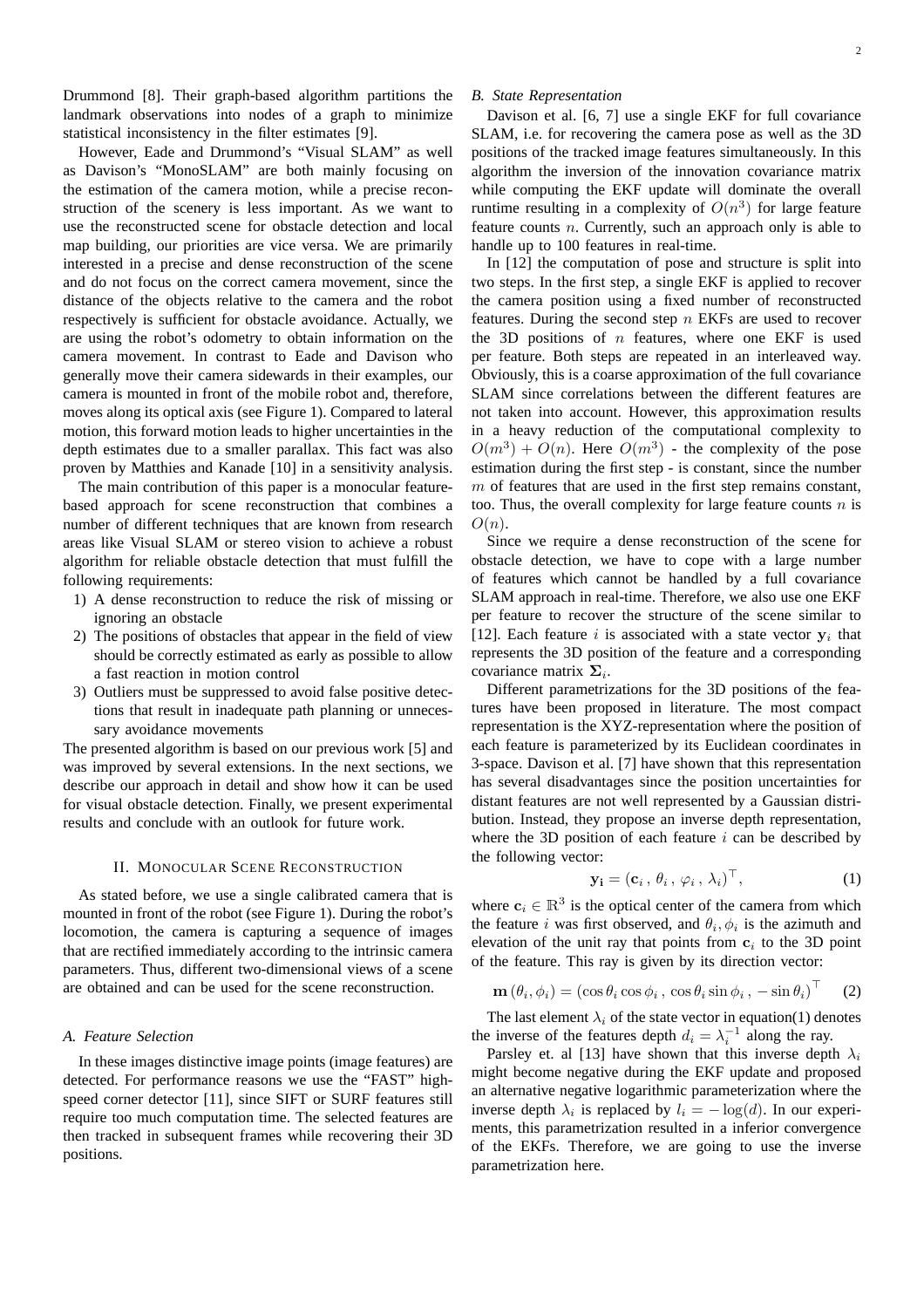Drummond [8]. Their graph-based algorithm partitions the landmark observations into nodes of a graph to minimize statistical inconsistency in the filter estimates [9].

However, Eade and Drummond's "Visual SLAM" as well as Davison's "MonoSLAM" are both mainly focusing on the estimation of the camera motion, while a precise reconstruction of the scenery is less important. As we want to use the reconstructed scene for obstacle detection and local map building, our priorities are vice versa. We are primarily interested in a precise and dense reconstruction of the scene and do not focus on the correct camera movement, since the distance of the objects relative to the camera and the robot respectively is sufficient for obstacle avoidance. Actually, we are using the robot's odometry to obtain information on the camera movement. In contrast to Eade and Davison who generally move their camera sidewards in their examples, our camera is mounted in front of the mobile robot and, therefore, moves along its optical axis (see Figure 1). Compared to lateral motion, this forward motion leads to higher uncertainties in the depth estimates due to a smaller parallax. This fact was also proven by Matthies and Kanade [10] in a sensitivity analysis.

The main contribution of this paper is a monocular feature-based approach for scene reconstruction that combines a number of different techniques that are known from research areas like Visual SLAM or stereo vision to achieve a robust algorithm for reliable obstacle detection that must fulfill the following requirements:

1) A dense reconstruction to reduce the risk of missing or ignoring an obstacle
2) The positions of obstacles that appear in the field of view should be correctly estimated as early as possible to allow a fast reaction in motion control
3) Outliers must be suppressed to avoid false positive detections that result in inadequate path planning or unnecessary avoidance movements

The presented algorithm is based on our previous work [5] and was improved by several extensions. In the next sections, we describe our approach in detail and show how it can be used for visual obstacle detection. Finally, we present experimental results and conclude with an outlook for future work.

## II. Monocular Scene Reconstruction

As stated before, we use a single calibrated camera that is mounted in front of the robot (see Figure 1). During the robot's locomotion, the camera is capturing a sequence of images that are rectified immediately according to the intrinsic camera parameters. Thus, different two-dimensional views of a scene are obtained and can be used for the scene reconstruction.

### A. Feature Selection

In these images distinctive image points (image features) are detected. For performance reasons we use the "FAST" high-speed corner detector [11], since SIFT or SURF features still require too much computation time. The selected features are then tracked in subsequent frames while recovering their 3D positions.

### B. State Representation

Davison et al. [6, 7] use a single EKF for full covariance SLAM, i.e. for recovering the camera pose as well as the 3D positions of the tracked image features simultaneously. In this algorithm the inversion of the innovation covariance matrix while computing the EKF update will dominate the overall runtime resulting in a complexity of $O(n^3)$ for large feature feature counts $n$. Currently, such an approach only is able to handle up to 100 features in real-time.

In [12] the computation of pose and structure is split into two steps. In the first step, a single EKF is applied to recover the camera position using a fixed number of reconstructed features. During the second step $n$ EKFs are used to recover the 3D positions of $n$ features, where one EKF is used per feature. Both steps are repeated in an interleaved way. Obviously, this is a coarse approximation of the full covariance SLAM since correlations between the different features are not taken into account. However, this approximation results in a heavy reduction of the computational complexity to $O(m^3) + O(n)$. Here $O(m^3)$ - the complexity of the pose estimation during the first step - is constant, since the number $m$ of features that are used in the first step remains constant, too. Thus, the overall complexity for large feature counts $n$ is $O(n)$.

Since we require a dense reconstruction of the scene for obstacle detection, we have to cope with a large number of features which cannot be handled by a full covariance SLAM approach in real-time. Therefore, we also use one EKF per feature to recover the structure of the scene similar to [12]. Each feature $i$ is associated with a state vector $\mathbf{y}_i$ that represents the 3D position of the feature and a corresponding covariance matrix $\mathbf{\Sigma}_i$.

Different parametrizations for the 3D positions of the features have been proposed in literature. The most compact representation is the XYZ-representation where the position of each feature is parameterized by its Euclidean coordinates in 3-space. Davison et al. [7] have shown that this representation has several disadvantages since the position uncertainties for distant features are not well represented by a Gaussian distribution. Instead, they propose an inverse depth representation, where the 3D position of each feature $i$ can be described by the following vector:

$$\mathbf{y_i} = (\mathbf{c}_i\,,\,\theta_i\,,\,\varphi_i\,,\,\lambda_i)^\top, \tag{1}$$

where $\mathbf{c}_i \in \mathbb{R}^3$ is the optical center of the camera from which the feature $i$ was first observed, and $\theta_i, \phi_i$ is the azimuth and elevation of the unit ray that points from $\mathbf{c}_i$ to the 3D point of the feature. This ray is given by its direction vector:

$$\mathbf{m}\,(\theta_i, \phi_i) = (\cos\theta_i \cos\phi_i\,,\,\cos\theta_i \sin\phi_i\,,\,-\sin\theta_i)^\top \tag{2}$$

The last element $\lambda_i$ of the state vector in equation(1) denotes the inverse of the features depth $d_i = \lambda_i^{-1}$ along the ray.

Parsley et. al [13] have shown that this inverse depth $\lambda_i$ might become negative during the EKF update and proposed an alternative negative logarithmic parameterization where the inverse depth $\lambda_i$ is replaced by $l_i = -\log(d)$. In our experiments, this parametrization resulted in a inferior convergence of the EKFs. Therefore, we are going to use the inverse parametrization here.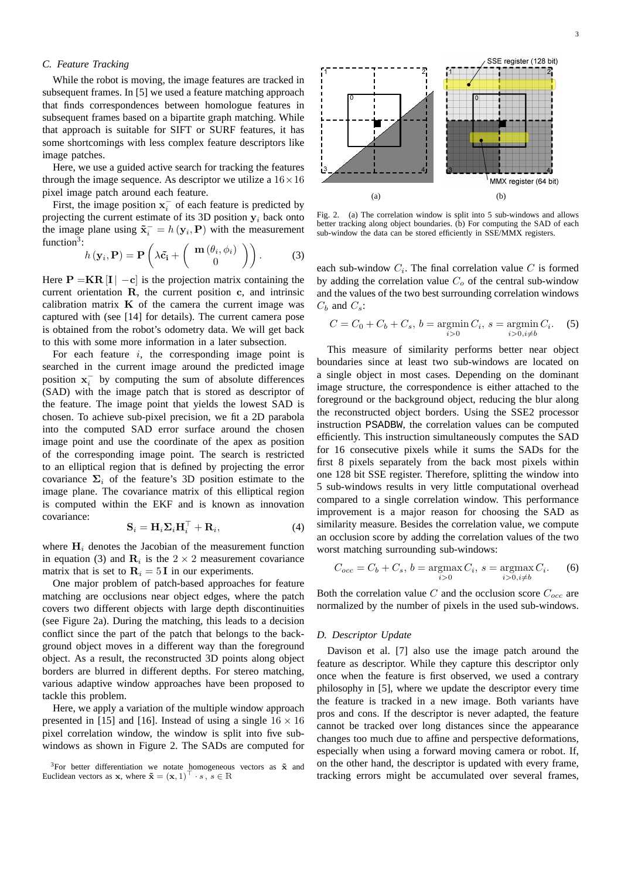### C. Feature Tracking

While the robot is moving, the image features are tracked in subsequent frames. In [5] we used a feature matching approach that finds correspondences between homologue features in subsequent frames based on a bipartite graph matching. While that approach is suitable for SIFT or SURF features, it has some shortcomings with less complex feature descriptors like image patches.

Here, we use a guided active search for tracking the features through the image sequence. As descriptor we utilize a $16 \times 16$ pixel image patch around each feature.

First, the image position $\mathbf{x}_i^-$ of each feature is predicted by projecting the current estimate of its 3D position $\mathbf{y}_i$ back onto the image plane using $\tilde{\mathbf{x}}_i^- = h(\mathbf{y}_i, \mathbf{P})$ with the measurement function[3]:

$$h(\mathbf{y}_i, \mathbf{P}) = \mathbf{P}\left(\lambda \tilde{\mathbf{c}}_\mathbf{i} + \begin{pmatrix} \mathbf{m}(\theta_i, \phi_i) \\ 0 \end{pmatrix}\right). \tag{3}$$

Here $\mathbf{P} = \mathbf{KR}[\mathbf{I} | -\mathbf{c}]$ is the projection matrix containing the current orientation $\mathbf{R}$, the current position $\mathbf{c}$, and intrinsic calibration matrix $\mathbf{K}$ of the camera the current image was captured with (see [14] for details). The current camera pose is obtained from the robot's odometry data. We will get back to this with some more information in a later subsection.

For each feature $i$, the corresponding image point is searched in the current image around the predicted image position $\mathbf{x}_i^-$ by computing the sum of absolute differences (SAD) with the image patch that is stored as descriptor of the feature. The image point that yields the lowest SAD is chosen. To achieve sub-pixel precision, we fit a 2D parabola into the computed SAD error surface around the chosen image point and use the coordinate of the apex as position of the corresponding image point. The search is restricted to an elliptical region that is defined by projecting the error covariance $\mathbf{\Sigma}_i$ of the feature's 3D position estimate to the image plane. The covariance matrix of this elliptical region is computed within the EKF and is known as innovation covariance:

$$\mathbf{S}_i = \mathbf{H}_i \mathbf{\Sigma}_i \mathbf{H}_i^\top + \mathbf{R}_i, \tag{4}$$

where $\mathbf{H}_i$ denotes the Jacobian of the measurement function in equation (3) and $\mathbf{R}_i$ is the $2 \times 2$ measurement covariance matrix that is set to $\mathbf{R}_i = 5\,\mathbf{I}$ in our experiments.

One major problem of patch-based approaches for feature matching are occlusions near object edges, where the patch covers two different objects with large depth discontinuities (see Figure 2a). During the matching, this leads to a decision conflict since the part of the patch that belongs to the background object moves in a different way than the foreground object. As a result, the reconstructed 3D points along object borders are blurred in different depths. For stereo matching, various adaptive window approaches have been proposed to tackle this problem.

Here, we apply a variation of the multiple window approach presented in [15] and [16]. Instead of using a single $16 \times 16$ pixel correlation window, the window is split into five sub-windows as shown in Figure 2. The SADs are computed for each sub-window $C_i$. The final correlation value $C$ is formed by adding the correlation value $C_o$ of the central sub-window and the values of the two best surrounding correlation windows $C_b$ and $C_s$:

$$C = C_0 + C_b + C_s,\; b = \underset{i>0}{\operatorname{argmin}}\, C_i,\; s = \underset{i>0, i \neq b}{\operatorname{argmin}}\, C_i. \tag{5}$$

This measure of similarity performs better near object boundaries since at least two sub-windows are located on a single object in most cases. Depending on the dominant image structure, the correspondence is either attached to the foreground or the background object, reducing the blur along the reconstructed object borders. Using the SSE2 processor instruction PSADBW, the correlation values can be computed efficiently. This instruction simultaneously computes the SAD for 16 consecutive pixels while it sums the SADs for the first 8 pixels separately from the back most pixels within one 128 bit SSE register. Therefore, splitting the window into 5 sub-windows results in very little computational overhead compared to a single correlation window. This performance improvement is a major reason for choosing the SAD as similarity measure. Besides the correlation value, we compute an occlusion score by adding the correlation values of the two worst matching surrounding sub-windows:

$$C_{occ} = C_b + C_s,\; b = \underset{i>0}{\operatorname{argmax}}\, C_i,\; s = \underset{i>0, i \neq b}{\operatorname{argmax}}\, C_i. \tag{6}$$

Both the correlation value $C$ and the occlusion score $C_{occ}$ are normalized by the number of pixels in the used sub-windows.

Fig. 2. (a) The correlation window is split into 5 sub-windows and allows better tracking along object boundaries. (b) For computing the SAD of each sub-window the data can be stored efficiently in SSE/MMX registers.

### D. Descriptor Update

Davison et al. [7] also use the image patch around the feature as descriptor. While they capture this descriptor only once when the feature is first observed, we used a contrary philosophy in [5], where we update the descriptor every time the feature is tracked in a new image. Both variants have pros and cons. If the descriptor is never adapted, the feature cannot be tracked over long distances since the appearance changes too much due to affine and perspective deformations, especially when using a forward moving camera or robot. If, on the other hand, the descriptor is updated with every frame, tracking errors might be accumulated over several frames,

[3] For better differentiation we notate homogeneous vectors as $\tilde{\mathbf{x}}$ and Euclidean vectors as $\mathbf{x}$, where $\tilde{\mathbf{x}} = (\mathbf{x}, 1)^\top \cdot s$, $s \in \mathbb{R}$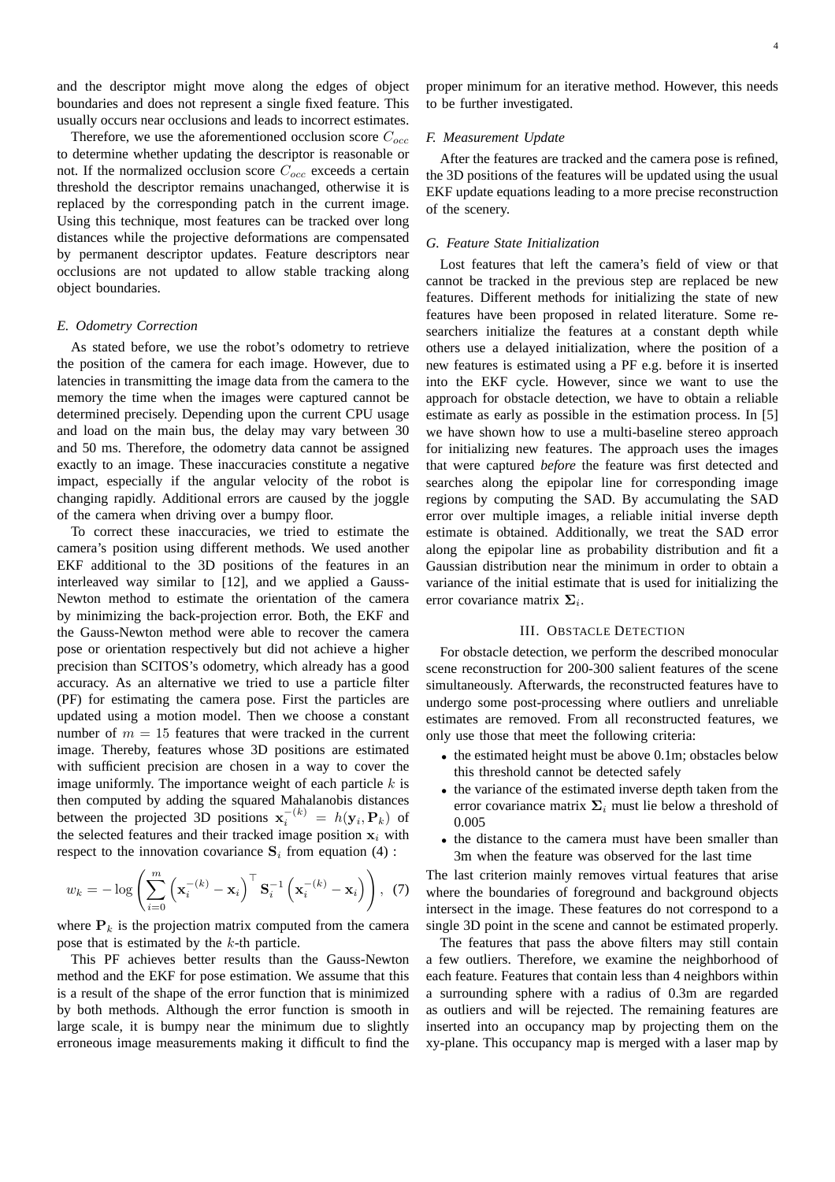and the descriptor might move along the edges of object boundaries and does not represent a single fixed feature. This usually occurs near occlusions and leads to incorrect estimates.

Therefore, we use the aforementioned occlusion score $C_{occ}$ to determine whether updating the descriptor is reasonable or not. If the normalized occlusion score $C_{occ}$ exceeds a certain threshold the descriptor remains unachanged, otherwise it is replaced by the corresponding patch in the current image. Using this technique, most features can be tracked over long distances while the projective deformations are compensated by permanent descriptor updates. Feature descriptors near occlusions are not updated to allow stable tracking along object boundaries.

### *E. Odometry Correction*

As stated before, we use the robot's odometry to retrieve the position of the camera for each image. However, due to latencies in transmitting the image data from the camera to the memory the time when the images were captured cannot be determined precisely. Depending upon the current CPU usage and load on the main bus, the delay may vary between 30 and 50 ms. Therefore, the odometry data cannot be assigned exactly to an image. These inaccuracies constitute a negative impact, especially if the angular velocity of the robot is changing rapidly. Additional errors are caused by the joggle of the camera when driving over a bumpy floor.

To correct these inaccuracies, we tried to estimate the camera's position using different methods. We used another EKF additional to the 3D positions of the features in an interleaved way similar to [12], and we applied a Gauss-Newton method to estimate the orientation of the camera by minimizing the back-projection error. Both, the EKF and the Gauss-Newton method were able to recover the camera pose or orientation respectively but did not achieve a higher precision than SCITOS's odometry, which already has a good accuracy. As an alternative we tried to use a particle filter (PF) for estimating the camera pose. First the particles are updated using a motion model. Then we choose a constant number of $m = 15$ features that were tracked in the current image. Thereby, features whose 3D positions are estimated with sufficient precision are chosen in a way to cover the image uniformly. The importance weight of each particle $k$ is then computed by adding the squared Mahalanobis distances between the projected 3D positions $\mathbf{x}_i^{-(k)} = h(\mathbf{y}_i, \mathbf{P}_k)$ of the selected features and their tracked image position $\mathbf{x}_i$ with respect to the innovation covariance $\mathbf{S}_i$ from equation (4) :

$$w_k = -\log\left(\sum_{i=0}^{m}\left(\mathbf{x}_i^{-(k)} - \mathbf{x}_i\right)^\top \mathbf{S}_i^{-1}\left(\mathbf{x}_i^{-(k)} - \mathbf{x}_i\right)\right), \quad (7)$$

where $\mathbf{P}_k$ is the projection matrix computed from the camera pose that is estimated by the $k$-th particle.

This PF achieves better results than the Gauss-Newton method and the EKF for pose estimation. We assume that this is a result of the shape of the error function that is minimized by both methods. Although the error function is smooth in large scale, it is bumpy near the minimum due to slightly erroneous image measurements making it difficult to find the proper minimum for an iterative method. However, this needs to be further investigated.

### *F. Measurement Update*

After the features are tracked and the camera pose is refined, the 3D positions of the features will be updated using the usual EKF update equations leading to a more precise reconstruction of the scenery.

### *G. Feature State Initialization*

Lost features that left the camera's field of view or that cannot be tracked in the previous step are replaced be new features. Different methods for initializing the state of new features have been proposed in related literature. Some researchers initialize the features at a constant depth while others use a delayed initialization, where the position of a new features is estimated using a PF e.g. before it is inserted into the EKF cycle. However, since we want to use the approach for obstacle detection, we have to obtain a reliable estimate as early as possible in the estimation process. In [5] we have shown how to use a multi-baseline stereo approach for initializing new features. The approach uses the images that were captured *before* the feature was first detected and searches along the epipolar line for corresponding image regions by computing the SAD. By accumulating the SAD error over multiple images, a reliable initial inverse depth estimate is obtained. Additionally, we treat the SAD error along the epipolar line as probability distribution and fit a Gaussian distribution near the minimum in order to obtain a variance of the initial estimate that is used for initializing the error covariance matrix $\mathbf{\Sigma}_i$.

## III. Obstacle Detection

For obstacle detection, we perform the described monocular scene reconstruction for 200-300 salient features of the scene simultaneously. Afterwards, the reconstructed features have to undergo some post-processing where outliers and unreliable estimates are removed. From all reconstructed features, we only use those that meet the following criteria:

- the estimated height must be above 0.1m; obstacles below this threshold cannot be detected safely
- the variance of the estimated inverse depth taken from the error covariance matrix $\mathbf{\Sigma}_i$ must lie below a threshold of 0.005
- the distance to the camera must have been smaller than 3m when the feature was observed for the last time

The last criterion mainly removes virtual features that arise where the boundaries of foreground and background objects intersect in the image. These features do not correspond to a single 3D point in the scene and cannot be estimated properly.

The features that pass the above filters may still contain a few outliers. Therefore, we examine the neighborhood of each feature. Features that contain less than 4 neighbors within a surrounding sphere with a radius of 0.3m are regarded as outliers and will be rejected. The remaining features are inserted into an occupancy map by projecting them on the xy-plane. This occupancy map is merged with a laser map by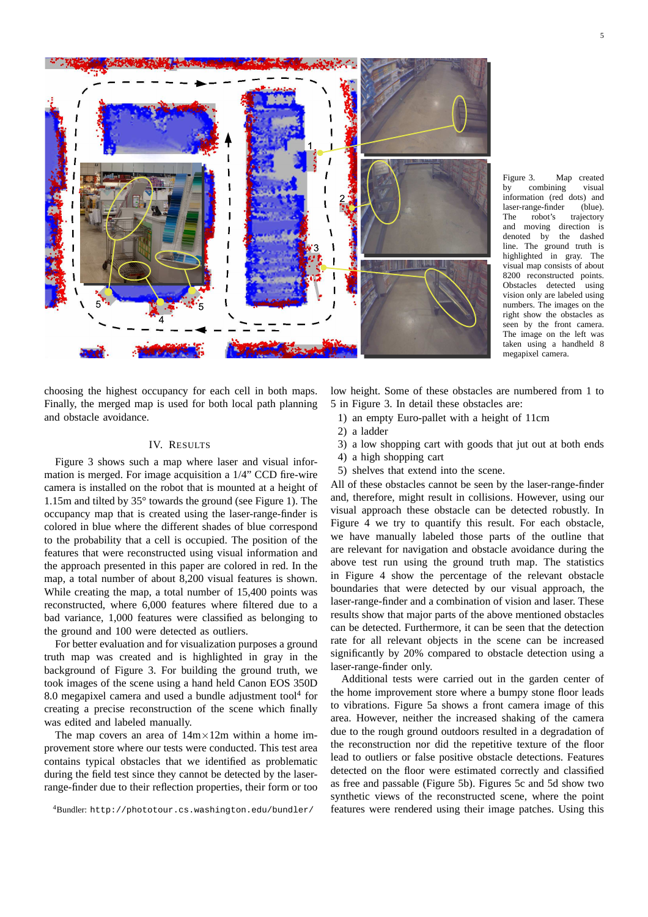Figure 3. Map created by combining visual information (red dots) and laser-range-finder (blue). The robot's trajectory and moving direction is denoted by the dashed line. The ground truth is highlighted in gray. The visual map consists of about 8200 reconstructed points. Obstacles detected using vision only are labeled using numbers. The images on the right show the obstacles as seen by the front camera. The image on the left was taken using a handheld 8 megapixel camera.

choosing the highest occupancy for each cell in both maps. Finally, the merged map is used for both local path planning and obstacle avoidance.

## IV. Results

Figure 3 shows such a map where laser and visual information is merged. For image acquisition a 1/4" CCD fire-wire camera is installed on the robot that is mounted at a height of 1.15m and tilted by 35° towards the ground (see Figure 1). The occupancy map that is created using the laser-range-finder is colored in blue where the different shades of blue correspond to the probability that a cell is occupied. The position of the features that were reconstructed using visual information and the approach presented in this paper are colored in red. In the map, a total number of about 8,200 visual features is shown. While creating the map, a total number of 15,400 points was reconstructed, where 6,000 features where filtered due to a bad variance, 1,000 features were classified as belonging to the ground and 100 were detected as outliers.

For better evaluation and for visualization purposes a ground truth map was created and is highlighted in gray in the background of Figure 3. For building the ground truth, we took images of the scene using a hand held Canon EOS 350D 8.0 megapixel camera and used a bundle adjustment tool[4] for creating a precise reconstruction of the scene which finally was edited and labeled manually.

The map covers an area of 14m×12m within a home improvement store where our tests were conducted. This test area contains typical obstacles that we identified as problematic during the field test since they cannot be detected by the laser-range-finder due to their reflection properties, their form or too low height. Some of these obstacles are numbered from 1 to 5 in Figure 3. In detail these obstacles are:

1) an empty Euro-pallet with a height of 11cm
2) a ladder
3) a low shopping cart with goods that jut out at both ends
4) a high shopping cart
5) shelves that extend into the scene.

All of these obstacles cannot be seen by the laser-range-finder and, therefore, might result in collisions. However, using our visual approach these obstacle can be detected robustly. In Figure 4 we try to quantify this result. For each obstacle, we have manually labeled those parts of the outline that are relevant for navigation and obstacle avoidance during the above test run using the ground truth map. The statistics in Figure 4 show the percentage of the relevant obstacle boundaries that were detected by our visual approach, the laser-range-finder and a combination of vision and laser. These results show that major parts of the above mentioned obstacles can be detected. Furthermore, it can be seen that the detection rate for all relevant objects in the scene can be increased significantly by 20% compared to obstacle detection using a laser-range-finder only.

Additional tests were carried out in the garden center of the home improvement store where a bumpy stone floor leads to vibrations. Figure 5a shows a front camera image of this area. However, neither the increased shaking of the camera due to the rough ground outdoors resulted in a degradation of the reconstruction nor did the repetitive texture of the floor lead to outliers or false positive obstacle detections. Features detected on the floor were estimated correctly and classified as free and passable (Figure 5b). Figures 5c and 5d show two synthetic views of the reconstructed scene, where the point features were rendered using their image patches. Using this

[4]Bundler: `http://phototour.cs.washington.edu/bundler/`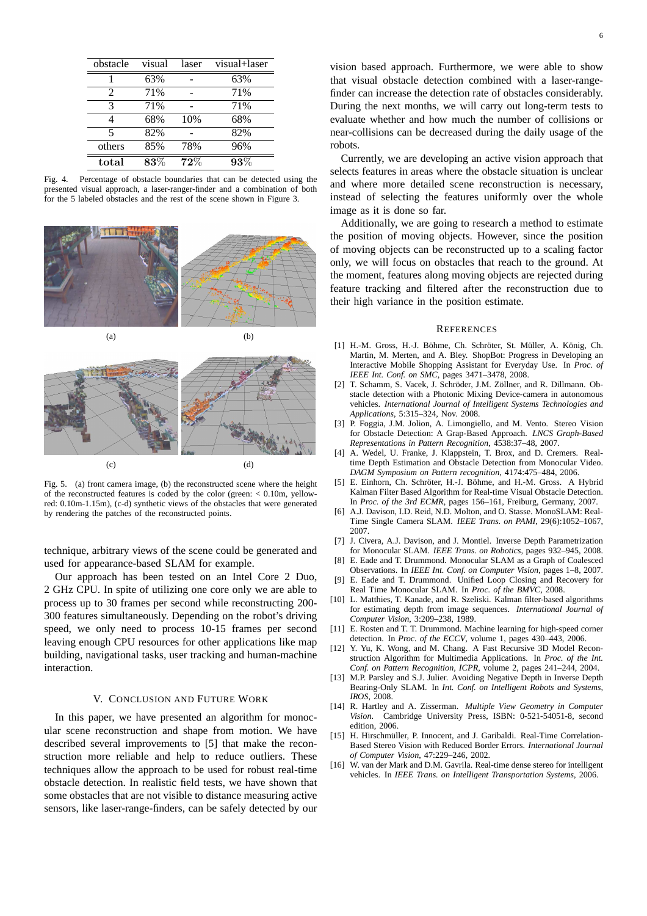| obstacle | visual | laser | visual+laser |
| --- | --- | --- | --- |
| 1 | 63% | - | 63% |
| 2 | 71% | - | 71% |
| 3 | 71% | - | 71% |
| 4 | 68% | 10% | 68% |
| 5 | 82% | - | 82% |
| others | 85% | 78% | 96% |
| **total** | **83%** | **72%** | **93%** |

Fig. 4. Percentage of obstacle boundaries that can be detected using the presented visual approach, a laser-ranger-finder and a combination of both for the 5 labeled obstacles and the rest of the scene shown in Figure 3.

(a)

(b)

(c)

(d)

Fig. 5. (a) front camera image, (b) the reconstructed scene where the height of the reconstructed features is coded by the color (green: < 0.10m, yellow-red: 0.10m-1.15m), (c-d) synthetic views of the obstacles that were generated by rendering the patches of the reconstructed points.

technique, arbitrary views of the scene could be generated and used for appearance-based SLAM for example.

Our approach has been tested on an Intel Core 2 Duo, 2 GHz CPU. In spite of utilizing one core only we are able to process up to 30 frames per second while reconstructing 200-300 features simultaneously. Depending on the robot's driving speed, we only need to process 10-15 frames per second leaving enough CPU resources for other applications like map building, navigational tasks, user tracking and human-machine interaction.

## V. Conclusion and Future Work

In this paper, we have presented an algorithm for monocular scene reconstruction and shape from motion. We have described several improvements to [5] that make the reconstruction more reliable and help to reduce outliers. These techniques allow the approach to be used for robust real-time obstacle detection. In realistic field tests, we have shown that some obstacles that are not visible to distance measuring active sensors, like laser-range-finders, can be safely detected by our vision based approach. Furthermore, we were able to show that visual obstacle detection combined with a laser-range-finder can increase the detection rate of obstacles considerably. During the next months, we will carry out long-term tests to evaluate whether and how much the number of collisions or near-collisions can be decreased during the daily usage of the robots.

Currently, we are developing an active vision approach that selects features in areas where the obstacle situation is unclear and where more detailed scene reconstruction is necessary, instead of selecting the features uniformly over the whole image as it is done so far.

Additionally, we are going to research a method to estimate the position of moving objects. However, since the position of moving objects can be reconstructed up to a scaling factor only, we will focus on obstacles that reach to the ground. At the moment, features along moving objects are rejected during feature tracking and filtered after the reconstruction due to their high variance in the position estimate.

## References

[1] H.-M. Gross, H.-J. Böhme, Ch. Schröter, St. Müller, A. König, Ch. Martin, M. Merten, and A. Bley. ShopBot: Progress in Developing an Interactive Mobile Shopping Assistant for Everyday Use. In *Proc. of IEEE Int. Conf. on SMC*, pages 3471–3478, 2008.

[2] T. Schamm, S. Vacek, J. Schröder, J.M. Zöllner, and R. Dillmann. Obstacle detection with a Photonic Mixing Device-camera in autonomous vehicles. *International Journal of Intelligent Systems Technologies and Applications*, 5:315–324, Nov. 2008.

[3] P. Foggia, J.M. Jolion, A. Limongiello, and M. Vento. Stereo Vision for Obstacle Detection: A Grap-Based Approach. *LNCS Graph-Based Representations in Pattern Recognition*, 4538:37–48, 2007.

[4] A. Wedel, U. Franke, J. Klappstein, T. Brox, and D. Cremers. Realtime Depth Estimation and Obstacle Detection from Monocular Video. *DAGM Symposium on Pattern recognition*, 4174:475–484, 2006.

[5] E. Einhorn, Ch. Schröter, H.-J. Böhme, and H.-M. Gross. A Hybrid Kalman Filter Based Algorithm for Real-time Visual Obstacle Detection. In *Proc. of the 3rd ECMR*, pages 156–161, Freiburg, Germany, 2007.

[6] A.J. Davison, I.D. Reid, N.D. Molton, and O. Stasse. MonoSLAM: Real-Time Single Camera SLAM. *IEEE Trans. on PAMI*, 29(6):1052–1067, 2007.

[7] J. Civera, A.J. Davison, and J. Montiel. Inverse Depth Parametrization for Monocular SLAM. *IEEE Trans. on Robotics*, pages 932–945, 2008.

[8] E. Eade and T. Drummond. Monocular SLAM as a Graph of Coalesced Observations. In *IEEE Int. Conf. on Computer Vision*, pages 1–8, 2007.

[9] E. Eade and T. Drummond. Unified Loop Closing and Recovery for Real Time Monocular SLAM. In *Proc. of the BMVC*, 2008.

[10] L. Matthies, T. Kanade, and R. Szeliski. Kalman filter-based algorithms for estimating depth from image sequences. *International Journal of Computer Vision*, 3:209–238, 1989.

[11] E. Rosten and T. T. Drummond. Machine learning for high-speed corner detection. In *Proc. of the ECCV*, volume 1, pages 430–443, 2006.

[12] Y. Yu, K. Wong, and M. Chang. A Fast Recursive 3D Model Reconstruction Algorithm for Multimedia Applications. In *Proc. of the Int. Conf. on Pattern Recognition, ICPR*, volume 2, pages 241–244, 2004.

[13] M.P. Parsley and S.J. Julier. Avoiding Negative Depth in Inverse Depth Bearing-Only SLAM. In *Int. Conf. on Intelligent Robots and Systems, IROS*, 2008.

[14] R. Hartley and A. Zisserman. *Multiple View Geometry in Computer Vision*. Cambridge University Press, ISBN: 0-521-54051-8, second edition, 2006.

[15] H. Hirschmüller, P. Innocent, and J. Garibaldi. Real-Time Correlation-Based Stereo Vision with Reduced Border Errors. *International Journal of Computer Vision*, 47:229–246, 2002.

[16] W. van der Mark and D.M. Gavrila. Real-time dense stereo for intelligent vehicles. In *IEEE Trans. on Intelligent Transportation Systems*, 2006.